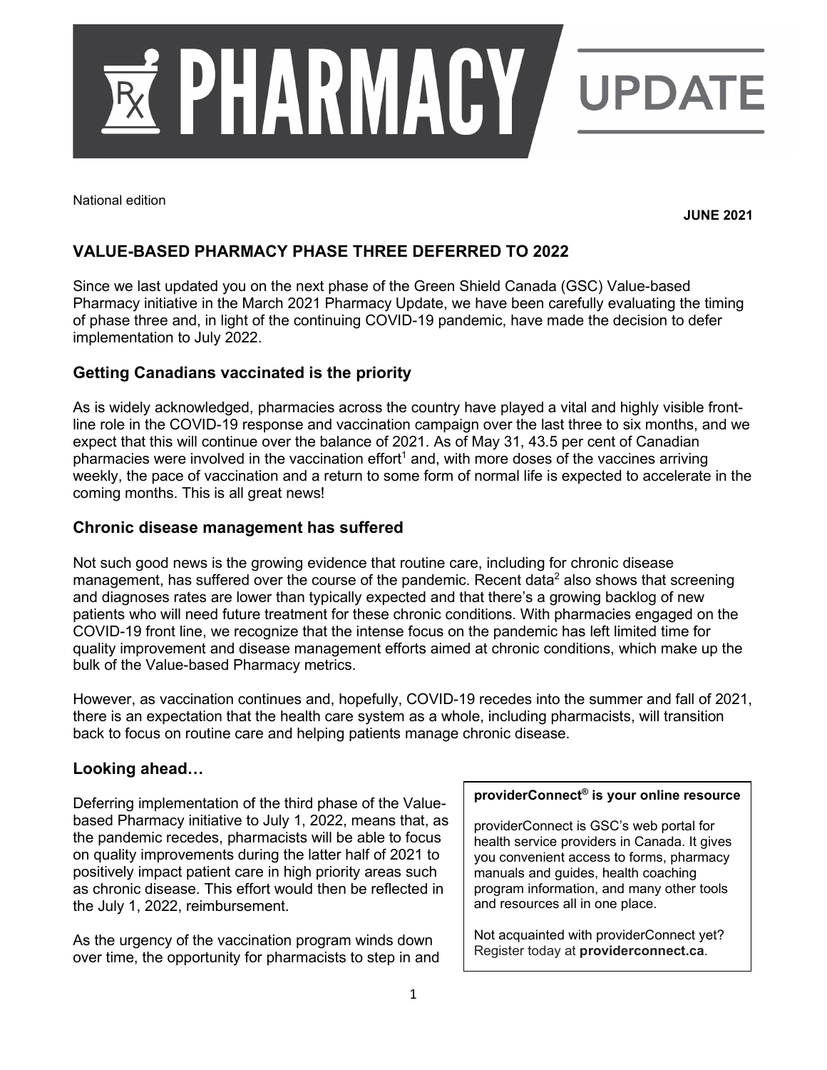# PHARMACY UPDATE

National edition

**JUNE 2021**

## VALUE-BASED PHARMACY PHASE THREE DEFERRED TO 2022

Since we last updated you on the next phase of the Green Shield Canada (GSC) Value-based Pharmacy initiative in the March 2021 Pharmacy Update, we have been carefully evaluating the timing of phase three and, in light of the continuing COVID-19 pandemic, have made the decision to defer implementation to July 2022.

### Getting Canadians vaccinated is the priority

As is widely acknowledged, pharmacies across the country have played a vital and highly visible front-line role in the COVID-19 response and vaccination campaign over the last three to six months, and we expect that this will continue over the balance of 2021. As of May 31, 43.5 per cent of Canadian pharmacies were involved in the vaccination effort[1] and, with more doses of the vaccines arriving weekly, the pace of vaccination and a return to some form of normal life is expected to accelerate in the coming months. This is all great news!

### Chronic disease management has suffered

Not such good news is the growing evidence that routine care, including for chronic disease management, has suffered over the course of the pandemic. Recent data[2] also shows that screening and diagnoses rates are lower than typically expected and that there's a growing backlog of new patients who will need future treatment for these chronic conditions. With pharmacies engaged on the COVID-19 front line, we recognize that the intense focus on the pandemic has left limited time for quality improvement and disease management efforts aimed at chronic conditions, which make up the bulk of the Value-based Pharmacy metrics.

However, as vaccination continues and, hopefully, COVID-19 recedes into the summer and fall of 2021, there is an expectation that the health care system as a whole, including pharmacists, will transition back to focus on routine care and helping patients manage chronic disease.

### Looking ahead…

Deferring implementation of the third phase of the Value-based Pharmacy initiative to July 1, 2022, means that, as the pandemic recedes, pharmacists will be able to focus on quality improvements during the latter half of 2021 to positively impact patient care in high priority areas such as chronic disease. This effort would then be reflected in the July 1, 2022, reimbursement.

As the urgency of the vaccination program winds down over time, the opportunity for pharmacists to step in and

**providerConnect® is your online resource**

providerConnect is GSC's web portal for health service providers in Canada. It gives you convenient access to forms, pharmacy manuals and guides, health coaching program information, and many other tools and resources all in one place.

Not acquainted with providerConnect yet? Register today at **providerconnect.ca**.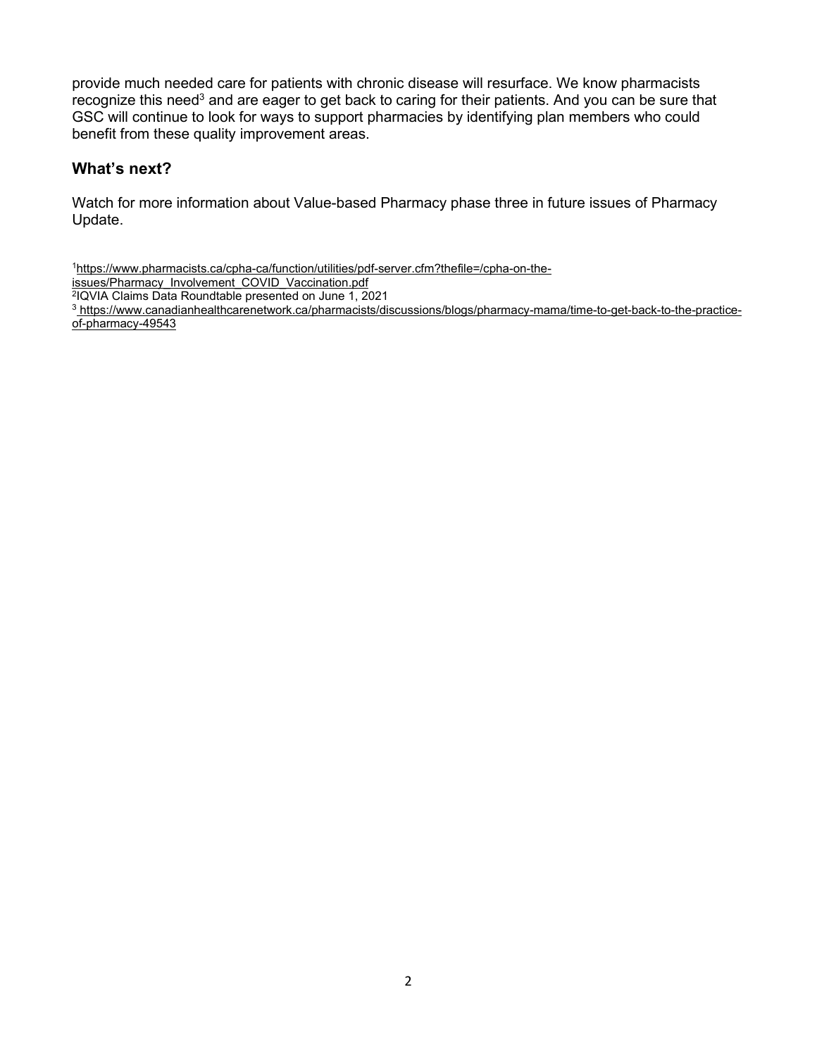provide much needed care for patients with chronic disease will resurface. We know pharmacists recognize this need[3] and are eager to get back to caring for their patients. And you can be sure that GSC will continue to look for ways to support pharmacies by identifying plan members who could benefit from these quality improvement areas.

## What's next?

Watch for more information about Value-based Pharmacy phase three in future issues of Pharmacy Update.

[1] https://www.pharmacists.ca/cpha-ca/function/utilities/pdf-server.cfm?thefile=/cpha-on-the-issues/Pharmacy_Involvement_COVID_Vaccination.pdf

[2] IQVIA Claims Data Roundtable presented on June 1, 2021

[3] https://www.canadianhealthcarenetwork.ca/pharmacists/discussions/blogs/pharmacy-mama/time-to-get-back-to-the-practice-of-pharmacy-49543